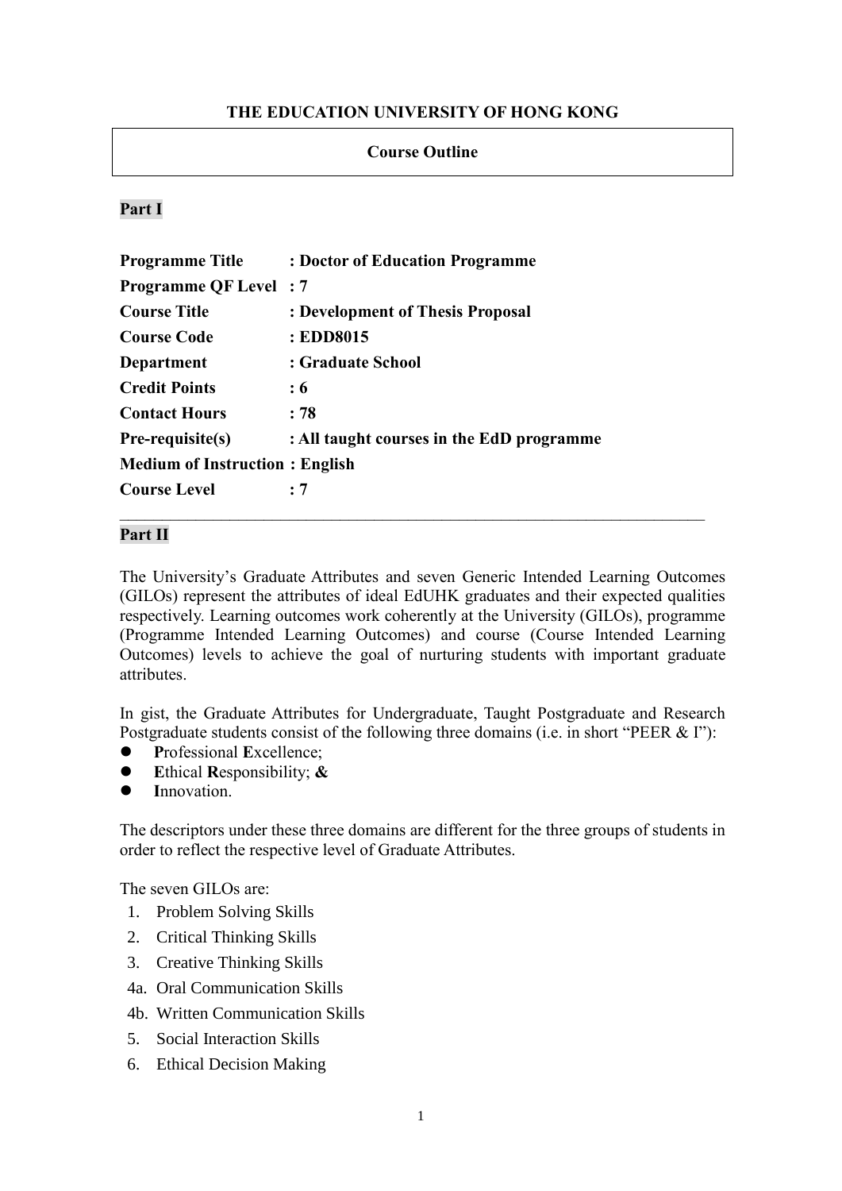**THE EDUCATION UNIVERSITY OF HONG KONG**

**Course Outline**

**Part I**

| | |
|---|---|
| **Programme Title** | **: Doctor of Education Programme** |
| **Programme QF Level** | **: 7** |
| **Course Title** | **: Development of Thesis Proposal** |
| **Course Code** | **: EDD8015** |
| **Department** | **: Graduate School** |
| **Credit Points** | **: 6** |
| **Contact Hours** | **: 78** |
| **Pre-requisite(s)** | **: All taught courses in the EdD programme** |
| **Medium of Instruction** | **: English** |
| **Course Level** | **: 7** |

---

**Part II**

The University's Graduate Attributes and seven Generic Intended Learning Outcomes (GILOs) represent the attributes of ideal EdUHK graduates and their expected qualities respectively. Learning outcomes work coherently at the University (GILOs), programme (Programme Intended Learning Outcomes) and course (Course Intended Learning Outcomes) levels to achieve the goal of nurturing students with important graduate attributes.

In gist, the Graduate Attributes for Undergraduate, Taught Postgraduate and Research Postgraduate students consist of the following three domains (i.e. in short "PEER & I"):

- **P**rofessional **E**xcellence;
- **E**thical **R**esponsibility; **&**
- **I**nnovation.

The descriptors under these three domains are different for the three groups of students in order to reflect the respective level of Graduate Attributes.

The seven GILOs are:

1. Problem Solving Skills
2. Critical Thinking Skills
3. Creative Thinking Skills

4a. Oral Communication Skills

4b. Written Communication Skills

5. Social Interaction Skills
6. Ethical Decision Making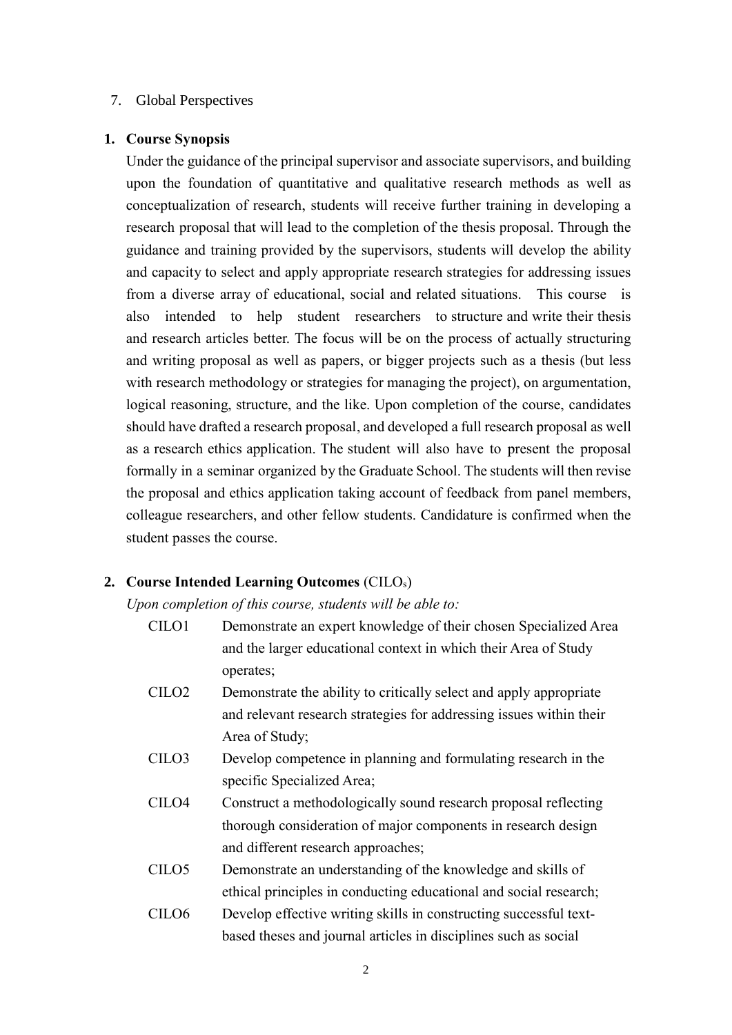7. Global Perspectives

**1. Course Synopsis**

Under the guidance of the principal supervisor and associate supervisors, and building upon the foundation of quantitative and qualitative research methods as well as conceptualization of research, students will receive further training in developing a research proposal that will lead to the completion of the thesis proposal. Through the guidance and training provided by the supervisors, students will develop the ability and capacity to select and apply appropriate research strategies for addressing issues from a diverse array of educational, social and related situations. This course is also intended to help student researchers to structure and write their thesis and research articles better. The focus will be on the process of actually structuring and writing proposal as well as papers, or bigger projects such as a thesis (but less with research methodology or strategies for managing the project), on argumentation, logical reasoning, structure, and the like. Upon completion of the course, candidates should have drafted a research proposal, and developed a full research proposal as well as a research ethics application. The student will also have to present the proposal formally in a seminar organized by the Graduate School. The students will then revise the proposal and ethics application taking account of feedback from panel members, colleague researchers, and other fellow students. Candidature is confirmed when the student passes the course.

**2. Course Intended Learning Outcomes** ($CILO_s$)

*Upon completion of this course, students will be able to:*

- CILO1 Demonstrate an expert knowledge of their chosen Specialized Area and the larger educational context in which their Area of Study operates;
- CILO2 Demonstrate the ability to critically select and apply appropriate and relevant research strategies for addressing issues within their Area of Study;
- CILO3 Develop competence in planning and formulating research in the specific Specialized Area;
- CILO4 Construct a methodologically sound research proposal reflecting thorough consideration of major components in research design and different research approaches;
- CILO5 Demonstrate an understanding of the knowledge and skills of ethical principles in conducting educational and social research;
- CILO6 Develop effective writing skills in constructing successful text-based theses and journal articles in disciplines such as social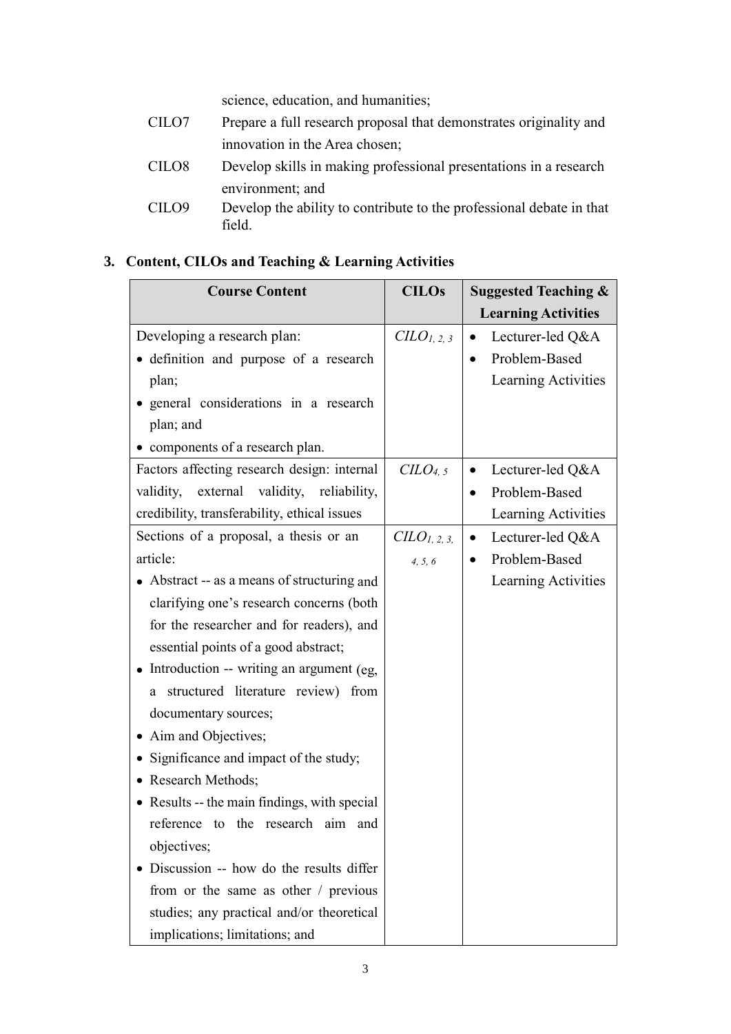science, education, and humanities;

CILO7 Prepare a full research proposal that demonstrates originality and innovation in the Area chosen;

CILO8 Develop skills in making professional presentations in a research environment; and

CILO9 Develop the ability to contribute to the professional debate in that field.

## 3. Content, CILOs and Teaching & Learning Activities

| Course Content | CILOs | Suggested Teaching & Learning Activities |
|---|---|---|
| Developing a research plan:<br>• definition and purpose of a research plan;<br>• general considerations in a research plan; and<br>• components of a research plan. | *CILO*$_{1, 2, 3}$ | • Lecturer-led Q&A<br>• Problem-Based Learning Activities |
| Factors affecting research design: internal validity, external validity, reliability, credibility, transferability, ethical issues | *CILO*$_{4, 5}$ | • Lecturer-led Q&A<br>• Problem-Based Learning Activities |
| Sections of a proposal, a thesis or an article:<br>• Abstract -- as a means of structuring and clarifying one's research concerns (both for the researcher and for readers), and essential points of a good abstract;<br>• Introduction -- writing an argument (eg, a structured literature review) from documentary sources;<br>• Aim and Objectives;<br>• Significance and impact of the study;<br>• Research Methods;<br>• Results -- the main findings, with special reference to the research aim and objectives;<br>• Discussion -- how do the results differ from or the same as other / previous studies; any practical and/or theoretical implications; limitations; and | *CILO*$_{1, 2, 3, 4, 5, 6}$ | • Lecturer-led Q&A<br>• Problem-Based Learning Activities |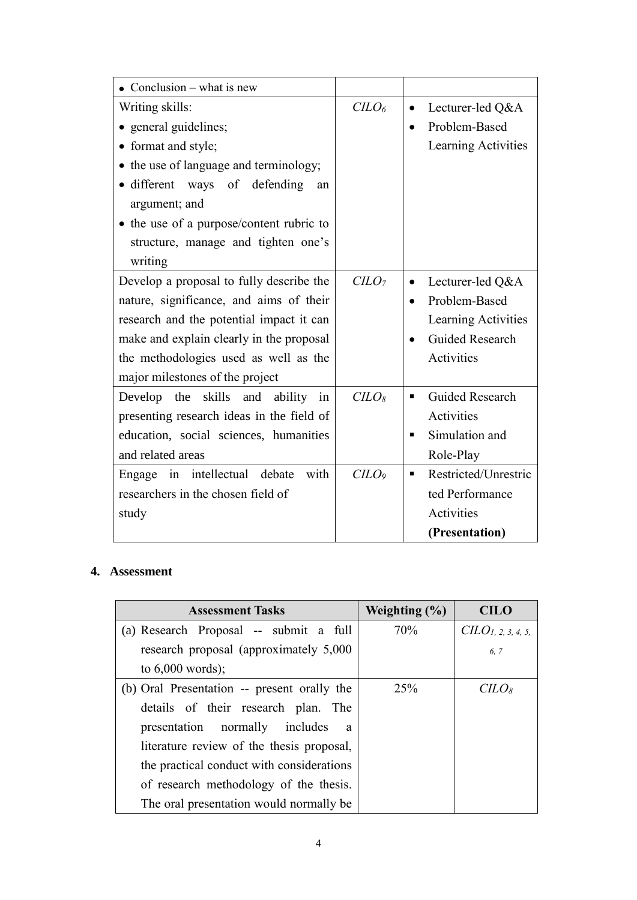| | | |
|---|---|---|
| • Conclusion – what is new | | |
| Writing skills:<br>• general guidelines;<br>• format and style;<br>• the use of language and terminology;<br>• different ways of defending an argument; and<br>• the use of a purpose/content rubric to structure, manage and tighten one's writing | $CILO_6$ | • Lecturer-led Q&A<br>• Problem-Based Learning Activities |
| Develop a proposal to fully describe the nature, significance, and aims of their research and the potential impact it can make and explain clearly in the proposal the methodologies used as well as the major milestones of the project | $CILO_7$ | • Lecturer-led Q&A<br>• Problem-Based Learning Activities<br>• Guided Research Activities |
| Develop the skills and ability in presenting research ideas in the field of education, social sciences, humanities and related areas | $CILO_8$ | ▪ Guided Research Activities<br>▪ Simulation and Role-Play |
| Engage in intellectual debate with researchers in the chosen field of study | $CILO_9$ | ▪ Restricted/Unrestricted Performance Activities **(Presentation)** |

## 4. Assessment

| Assessment Tasks | Weighting (%) | CILO |
|---|---|---|
| (a) Research Proposal -- submit a full research proposal (approximately 5,000 to 6,000 words); | 70% | $CILO_{1, 2, 3, 4, 5, 6, 7}$ |
| (b) Oral Presentation -- present orally the details of their research plan. The presentation normally includes a literature review of the thesis proposal, the practical conduct with considerations of research methodology of the thesis. The oral presentation would normally be | 25% | $CILO_8$ |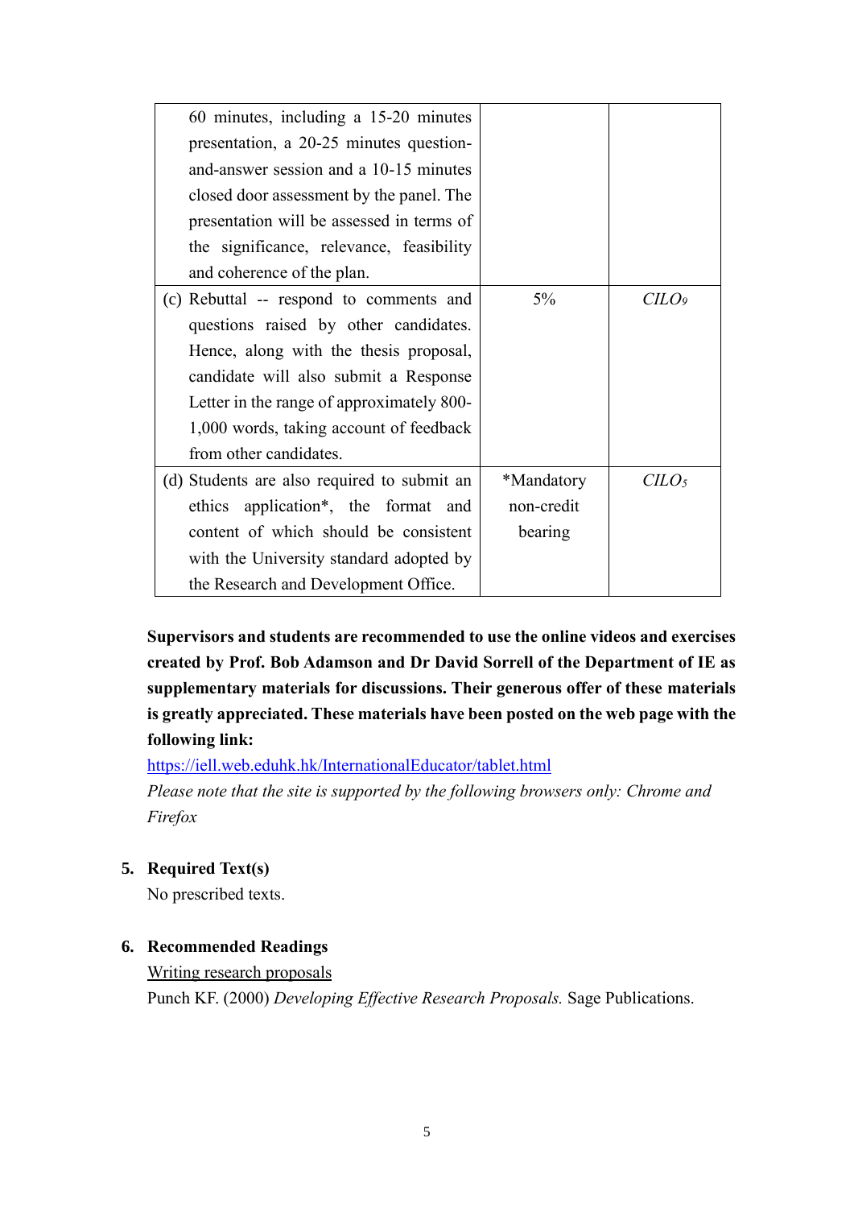| | | |
|---|---|---|
| 60 minutes, including a 15-20 minutes presentation, a 20-25 minutes question-and-answer session and a 10-15 minutes closed door assessment by the panel. The presentation will be assessed in terms of the significance, relevance, feasibility and coherence of the plan. | | |
| (c) Rebuttal -- respond to comments and questions raised by other candidates. Hence, along with the thesis proposal, candidate will also submit a Response Letter in the range of approximately 800-1,000 words, taking account of feedback from other candidates. | 5% | *CILO*$_9$ |
| (d) Students are also required to submit an ethics application*, the format and content of which should be consistent with the University standard adopted by the Research and Development Office. | *Mandatory non-credit bearing | *CILO*$_5$ |

**Supervisors and students are recommended to use the online videos and exercises created by Prof. Bob Adamson and Dr David Sorrell of the Department of IE as supplementary materials for discussions. Their generous offer of these materials is greatly appreciated. These materials have been posted on the web page with the following link:**

https://iell.web.eduhk.hk/InternationalEducator/tablet.html

*Please note that the site is supported by the following browsers only: Chrome and Firefox*

## 5. Required Text(s)

No prescribed texts.

## 6. Recommended Readings

Writing research proposals

Punch KF. (2000) *Developing Effective Research Proposals.* Sage Publications.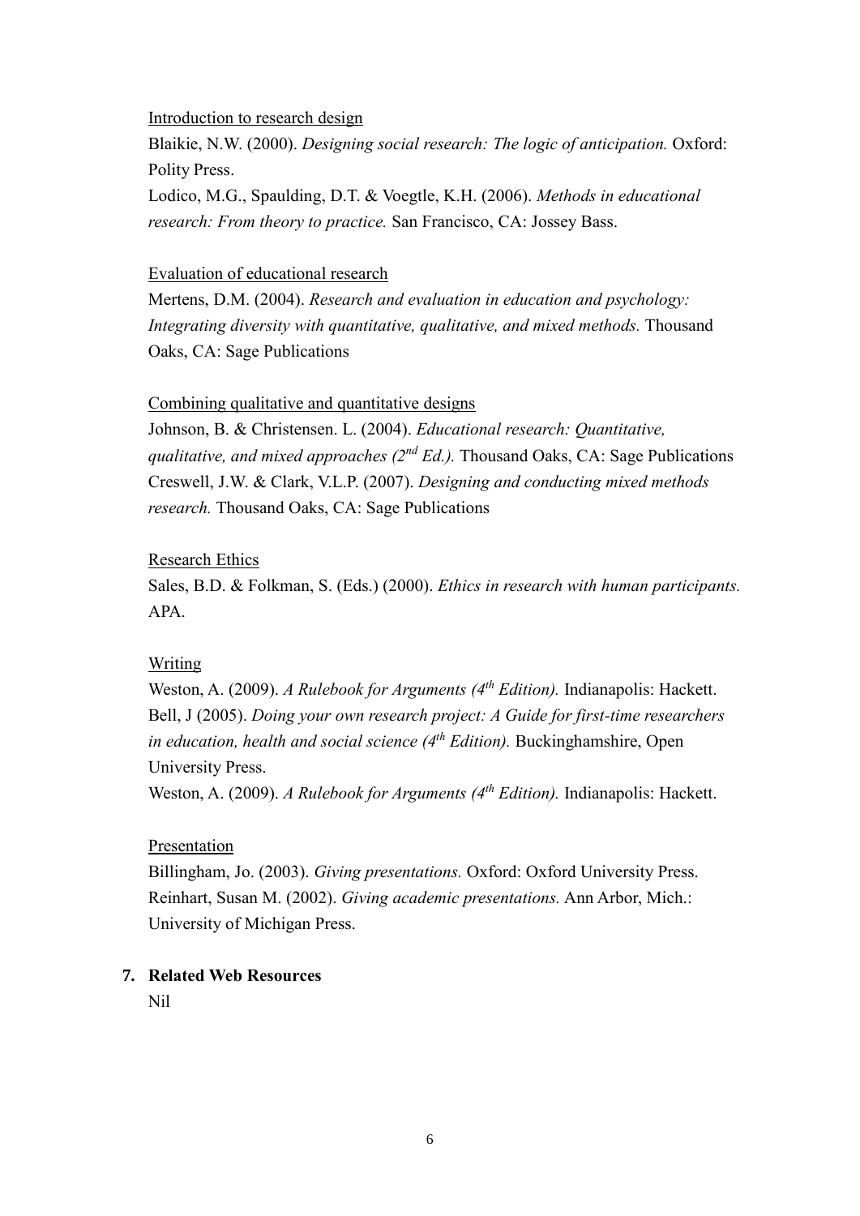Introduction to research design

Blaikie, N.W. (2000). *Designing social research: The logic of anticipation.* Oxford: Polity Press.

Lodico, M.G., Spaulding, D.T. & Voegtle, K.H. (2006). *Methods in educational research: From theory to practice.* San Francisco, CA: Jossey Bass.

Evaluation of educational research

Mertens, D.M. (2004). *Research and evaluation in education and psychology: Integrating diversity with quantitative, qualitative, and mixed methods.* Thousand Oaks, CA: Sage Publications

Combining qualitative and quantitative designs

Johnson, B. & Christensen. L. (2004). *Educational research: Quantitative, qualitative, and mixed approaches (2nd Ed.).* Thousand Oaks, CA: Sage Publications

Creswell, J.W. & Clark, V.L.P. (2007). *Designing and conducting mixed methods research.* Thousand Oaks, CA: Sage Publications

Research Ethics

Sales, B.D. & Folkman, S. (Eds.) (2000). *Ethics in research with human participants.* APA.

Writing

Weston, A. (2009). *A Rulebook for Arguments (4th Edition).* Indianapolis: Hackett.

Bell, J (2005). *Doing your own research project: A Guide for first-time researchers in education, health and social science (4th Edition).* Buckinghamshire, Open University Press.

Weston, A. (2009). *A Rulebook for Arguments (4th Edition).* Indianapolis: Hackett.

Presentation

Billingham, Jo. (2003). *Giving presentations.* Oxford: Oxford University Press.

Reinhart, Susan M. (2002). *Giving academic presentations.* Ann Arbor, Mich.: University of Michigan Press.

## 7. Related Web Resources

Nil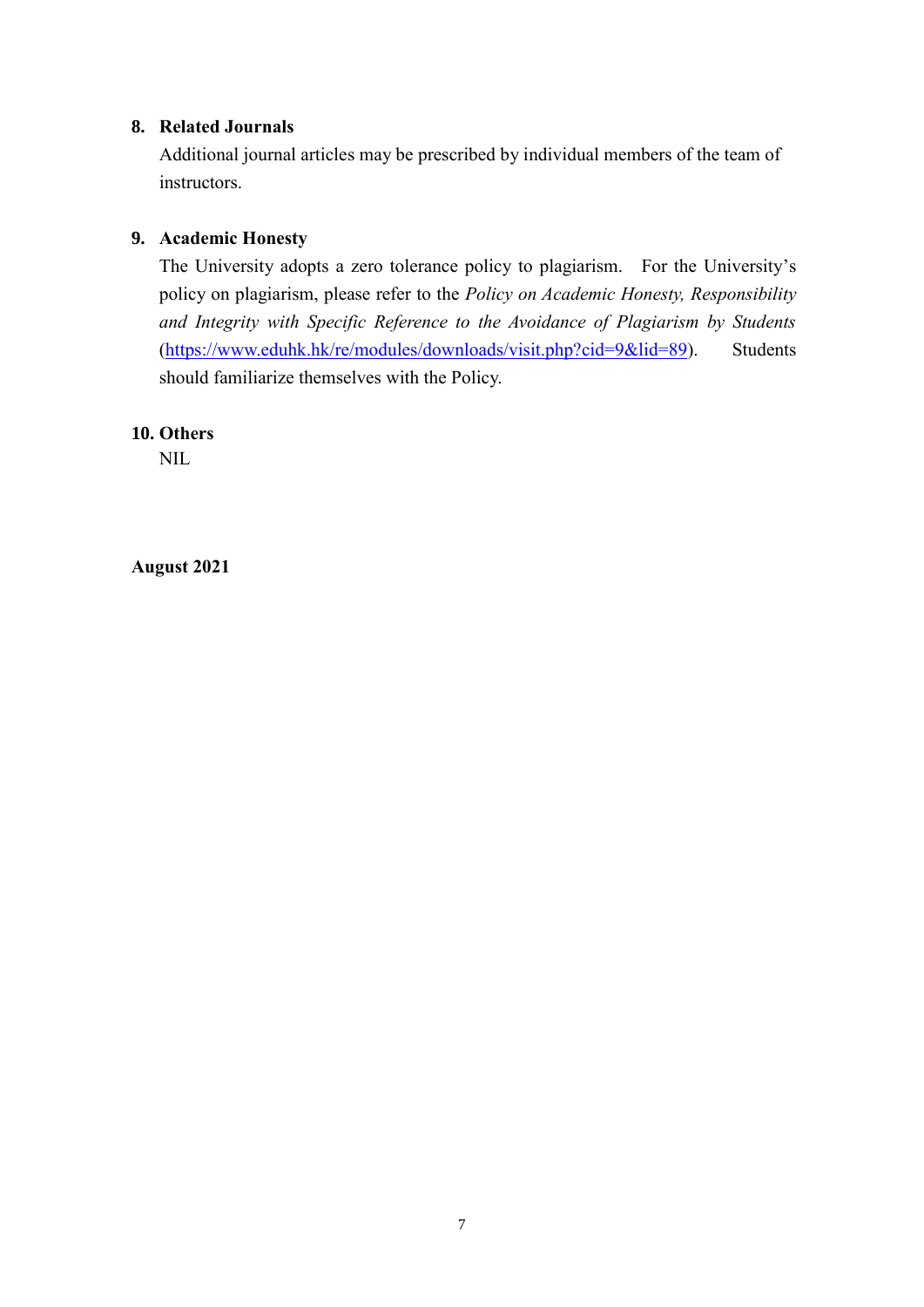### 8. Related Journals

Additional journal articles may be prescribed by individual members of the team of instructors.

### 9. Academic Honesty

The University adopts a zero tolerance policy to plagiarism. For the University's policy on plagiarism, please refer to the *Policy on Academic Honesty, Responsibility and Integrity with Specific Reference to the Avoidance of Plagiarism by Students* (https://www.eduhk.hk/re/modules/downloads/visit.php?cid=9&lid=89). Students should familiarize themselves with the Policy.

### 10. Others

NIL

**August 2021**